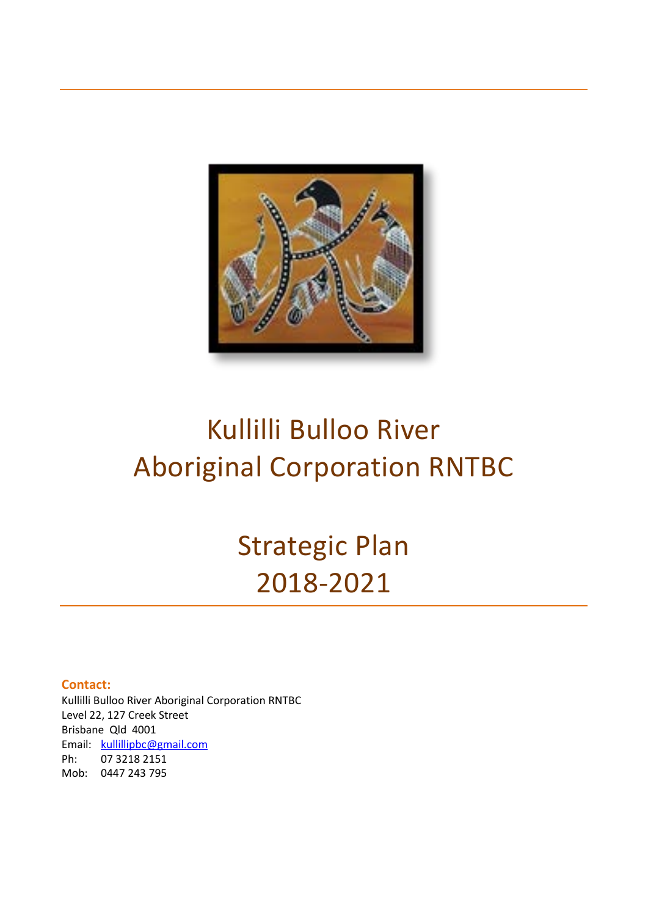# Kullilli Bulloo River Aboriginal Corporation RNTBC

# Strategic Plan 2018-2021

**Contact:**

Kullilli Bulloo River Aboriginal Corporation RNTBC
Level 22, 127 Creek Street
Brisbane Qld 4001
Email: kullillipbc@gmail.com
Ph: 07 3218 2151
Mob: 0447 243 795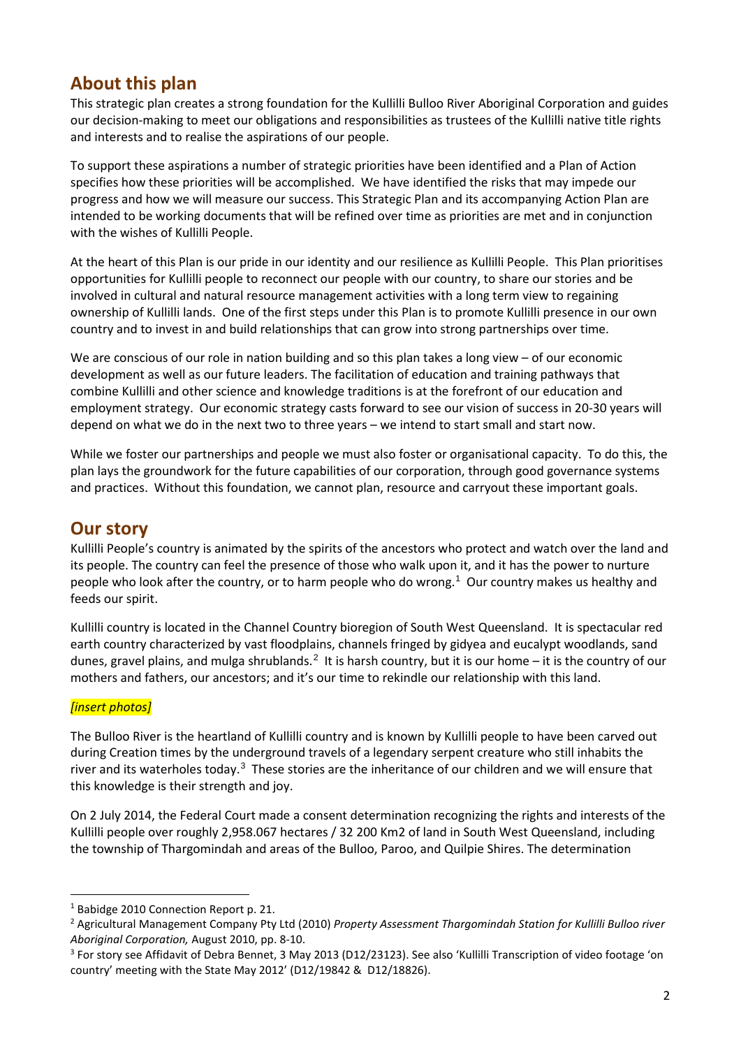## About this plan

This strategic plan creates a strong foundation for the Kullilli Bulloo River Aboriginal Corporation and guides our decision-making to meet our obligations and responsibilities as trustees of the Kullilli native title rights and interests and to realise the aspirations of our people.

To support these aspirations a number of strategic priorities have been identified and a Plan of Action specifies how these priorities will be accomplished. We have identified the risks that may impede our progress and how we will measure our success. This Strategic Plan and its accompanying Action Plan are intended to be working documents that will be refined over time as priorities are met and in conjunction with the wishes of Kullilli People.

At the heart of this Plan is our pride in our identity and our resilience as Kullilli People. This Plan prioritises opportunities for Kullilli people to reconnect our people with our country, to share our stories and be involved in cultural and natural resource management activities with a long term view to regaining ownership of Kullilli lands. One of the first steps under this Plan is to promote Kullilli presence in our own country and to invest in and build relationships that can grow into strong partnerships over time.

We are conscious of our role in nation building and so this plan takes a long view – of our economic development as well as our future leaders. The facilitation of education and training pathways that combine Kullilli and other science and knowledge traditions is at the forefront of our education and employment strategy. Our economic strategy casts forward to see our vision of success in 20-30 years will depend on what we do in the next two to three years – we intend to start small and start now.

While we foster our partnerships and people we must also foster or organisational capacity. To do this, the plan lays the groundwork for the future capabilities of our corporation, through good governance systems and practices. Without this foundation, we cannot plan, resource and carryout these important goals.

## Our story

Kullilli People's country is animated by the spirits of the ancestors who protect and watch over the land and its people. The country can feel the presence of those who walk upon it, and it has the power to nurture people who look after the country, or to harm people who do wrong.[1] Our country makes us healthy and feeds our spirit.

Kullilli country is located in the Channel Country bioregion of South West Queensland. It is spectacular red earth country characterized by vast floodplains, channels fringed by gidyea and eucalypt woodlands, sand dunes, gravel plains, and mulga shrublands.[2] It is harsh country, but it is our home – it is the country of our mothers and fathers, our ancestors; and it's our time to rekindle our relationship with this land.

*[insert photos]*

The Bulloo River is the heartland of Kullilli country and is known by Kullilli people to have been carved out during Creation times by the underground travels of a legendary serpent creature who still inhabits the river and its waterholes today.[3] These stories are the inheritance of our children and we will ensure that this knowledge is their strength and joy.

On 2 July 2014, the Federal Court made a consent determination recognizing the rights and interests of the Kullilli people over roughly 2,958.067 hectares / 32 200 Km2 of land in South West Queensland, including the township of Thargomindah and areas of the Bulloo, Paroo, and Quilpie Shires. The determination

---

[1] Babidge 2010 Connection Report p. 21.

[2] Agricultural Management Company Pty Ltd (2010) *Property Assessment Thargomindah Station for Kullilli Bulloo river Aboriginal Corporation,* August 2010, pp. 8-10.

[3] For story see Affidavit of Debra Bennet, 3 May 2013 (D12/23123). See also 'Kullilli Transcription of video footage 'on country' meeting with the State May 2012' (D12/19842 & D12/18826).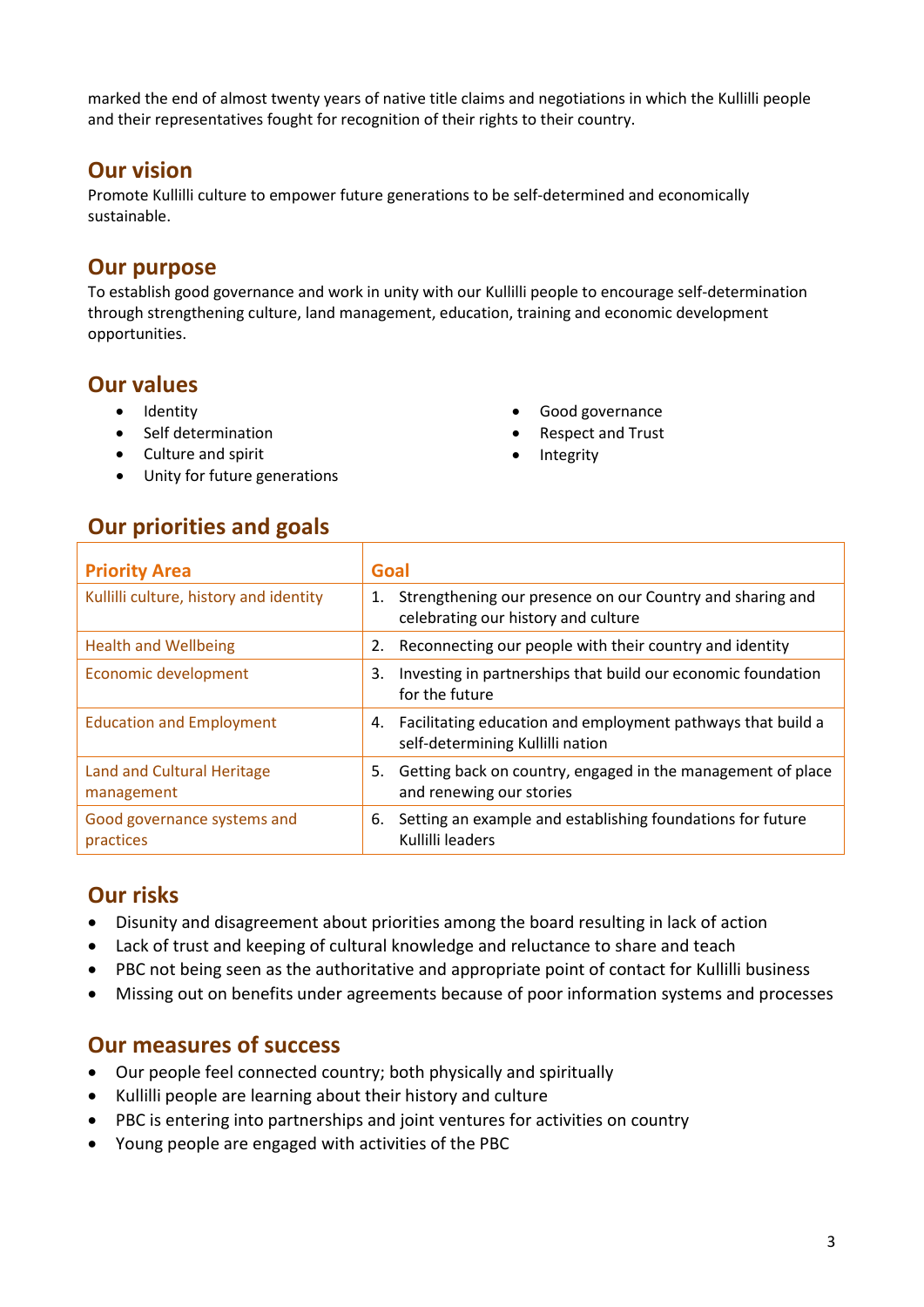marked the end of almost twenty years of native title claims and negotiations in which the Kullilli people and their representatives fought for recognition of their rights to their country.

## Our vision

Promote Kullilli culture to empower future generations to be self-determined and economically sustainable.

## Our purpose

To establish good governance and work in unity with our Kullilli people to encourage self-determination through strengthening culture, land management, education, training and economic development opportunities.

## Our values

- Identity
- Self determination
- Culture and spirit
- Unity for future generations
- Good governance
- Respect and Trust
- Integrity

## Our priorities and goals

| Priority Area | Goal |
|---|---|
| Kullilli culture, history and identity | 1. Strengthening our presence on our Country and sharing and celebrating our history and culture |
| Health and Wellbeing | 2. Reconnecting our people with their country and identity |
| Economic development | 3. Investing in partnerships that build our economic foundation for the future |
| Education and Employment | 4. Facilitating education and employment pathways that build a self-determining Kullilli nation |
| Land and Cultural Heritage management | 5. Getting back on country, engaged in the management of place and renewing our stories |
| Good governance systems and practices | 6. Setting an example and establishing foundations for future Kullilli leaders |

## Our risks

- Disunity and disagreement about priorities among the board resulting in lack of action
- Lack of trust and keeping of cultural knowledge and reluctance to share and teach
- PBC not being seen as the authoritative and appropriate point of contact for Kullilli business
- Missing out on benefits under agreements because of poor information systems and processes

## Our measures of success

- Our people feel connected country; both physically and spiritually
- Kullilli people are learning about their history and culture
- PBC is entering into partnerships and joint ventures for activities on country
- Young people are engaged with activities of the PBC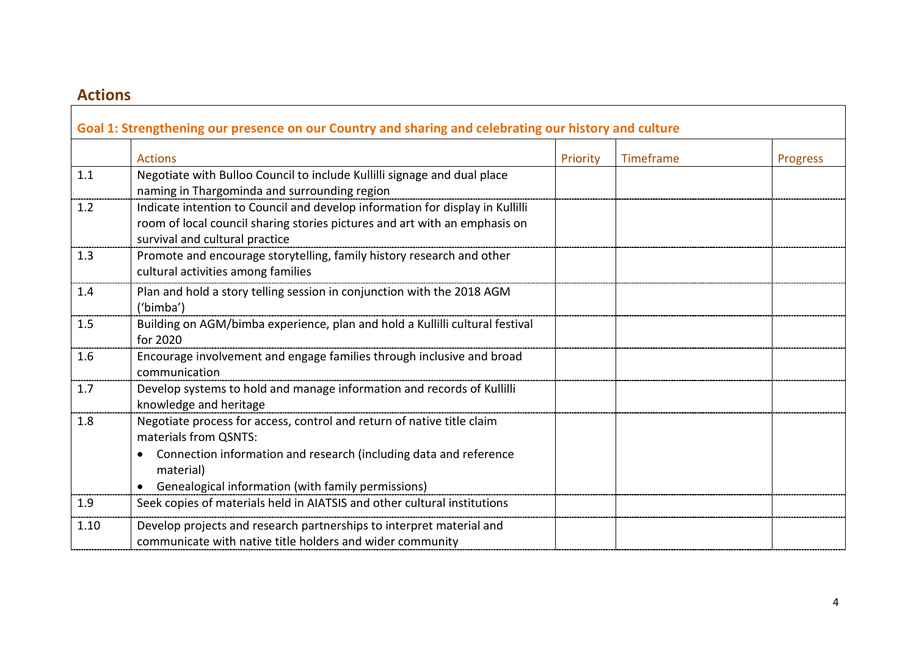## Actions

| Goal 1: Strengthening our presence on our Country and sharing and celebrating our history and culture | | | | |
|---|---|---|---|---|
| | Actions | Priority | Timeframe | Progress |
| 1.1 | Negotiate with Bulloo Council to include Kullilli signage and dual place naming in Thargominda and surrounding region | | | |
| 1.2 | Indicate intention to Council and develop information for display in Kullilli room of local council sharing stories pictures and art with an emphasis on survival and cultural practice | | | |
| 1.3 | Promote and encourage storytelling, family history research and other cultural activities among families | | | |
| 1.4 | Plan and hold a story telling session in conjunction with the 2018 AGM ('bimba') | | | |
| 1.5 | Building on AGM/bimba experience, plan and hold a Kullilli cultural festival for 2020 | | | |
| 1.6 | Encourage involvement and engage families through inclusive and broad communication | | | |
| 1.7 | Develop systems to hold and manage information and records of Kullilli knowledge and heritage | | | |
| 1.8 | Negotiate process for access, control and return of native title claim materials from QSNTS:<br>• Connection information and research (including data and reference material)<br>• Genealogical information (with family permissions) | | | |
| 1.9 | Seek copies of materials held in AIATSIS and other cultural institutions | | | |
| 1.10 | Develop projects and research partnerships to interpret material and communicate with native title holders and wider community | | | |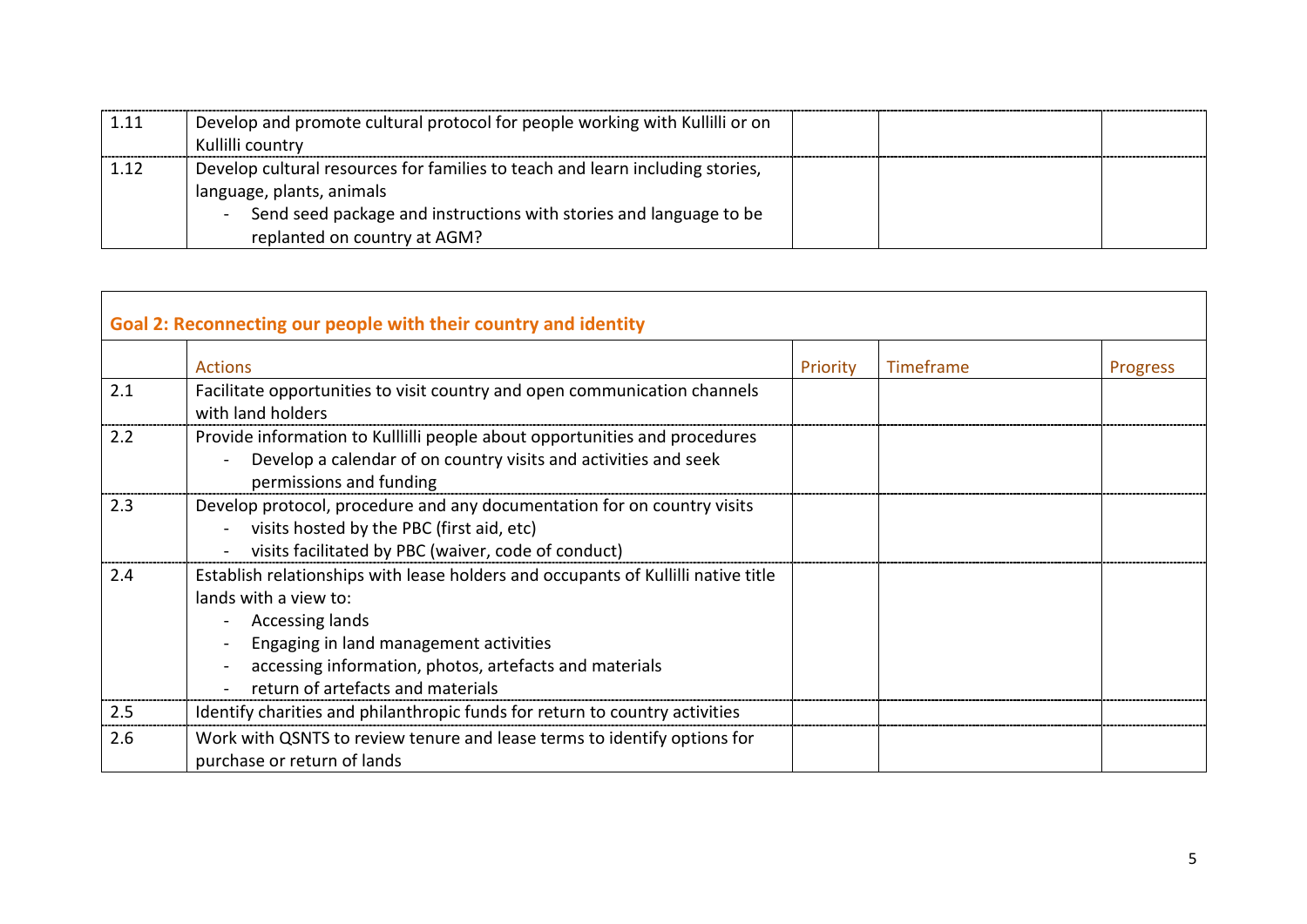| | | | | |
|---|---|---|---|---|
| 1.11 | Develop and promote cultural protocol for people working with Kullilli or on Kullilli country | | | |
| 1.12 | Develop cultural resources for families to teach and learn including stories, language, plants, animals<br>- Send seed package and instructions with stories and language to be replanted on country at AGM? | | | |

| Goal 2: Reconnecting our people with their country and identity | | | | |
|---|---|---|---|---|
| | **Actions** | **Priority** | **Timeframe** | **Progress** |
| 2.1 | Facilitate opportunities to visit country and open communication channels with land holders | | | |
| 2.2 | Provide information to Kulllilli people about opportunities and procedures<br>- Develop a calendar of on country visits and activities and seek permissions and funding | | | |
| 2.3 | Develop protocol, procedure and any documentation for on country visits<br>- visits hosted by the PBC (first aid, etc)<br>- visits facilitated by PBC (waiver, code of conduct) | | | |
| 2.4 | Establish relationships with lease holders and occupants of Kullilli native title lands with a view to:<br>- Accessing lands<br>- Engaging in land management activities<br>- accessing information, photos, artefacts and materials<br>- return of artefacts and materials | | | |
| 2.5 | Identify charities and philanthropic funds for return to country activities | | | |
| 2.6 | Work with QSNTS to review tenure and lease terms to identify options for purchase or return of lands | | | |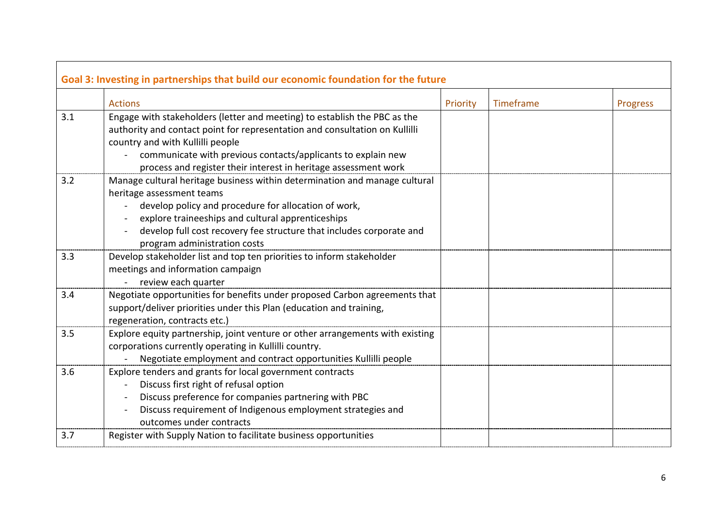| Goal 3: Investing in partnerships that build our economic foundation for the future | | | | |
|---|---|---|---|---|
| | Actions | Priority | Timeframe | Progress |
| 3.1 | Engage with stakeholders (letter and meeting) to establish the PBC as the authority and contact point for representation and consultation on Kullilli country and with Kullilli people<br>- communicate with previous contacts/applicants to explain new process and register their interest in heritage assessment work | | | |
| 3.2 | Manage cultural heritage business within determination and manage cultural heritage assessment teams<br>- develop policy and procedure for allocation of work,<br>- explore traineeships and cultural apprenticeships<br>- develop full cost recovery fee structure that includes corporate and program administration costs | | | |
| 3.3 | Develop stakeholder list and top ten priorities to inform stakeholder meetings and information campaign<br>- review each quarter | | | |
| 3.4 | Negotiate opportunities for benefits under proposed Carbon agreements that support/deliver priorities under this Plan (education and training, regeneration, contracts etc.) | | | |
| 3.5 | Explore equity partnership, joint venture or other arrangements with existing corporations currently operating in Kullilli country.<br>- Negotiate employment and contract opportunities Kullilli people | | | |
| 3.6 | Explore tenders and grants for local government contracts<br>- Discuss first right of refusal option<br>- Discuss preference for companies partnering with PBC<br>- Discuss requirement of Indigenous employment strategies and outcomes under contracts | | | |
| 3.7 | Register with Supply Nation to facilitate business opportunities | | | |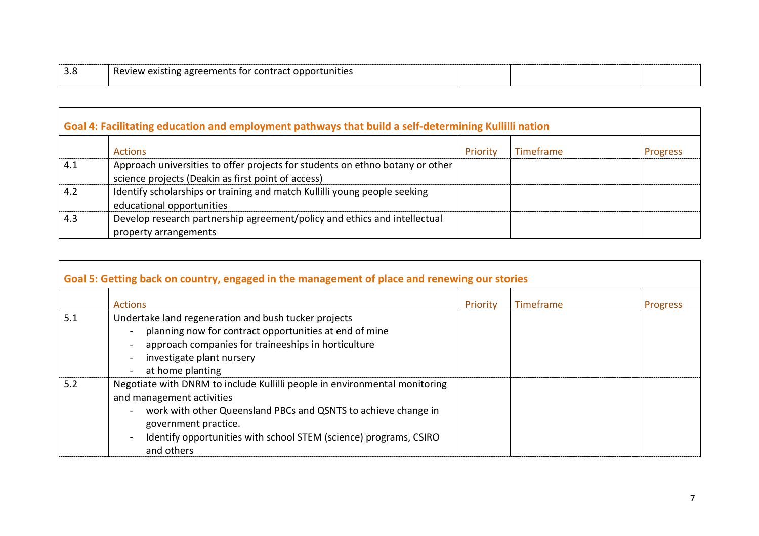| | | | | |
|---|---|---|---|---|
| 3.8 | Review existing agreements for contract opportunities | | | |

| Goal 4: Facilitating education and employment pathways that build a self-determining Kullilli nation | | | | |
|---|---|---|---|---|
| | Actions | Priority | Timeframe | Progress |
| 4.1 | Approach universities to offer projects for students on ethno botany or other science projects (Deakin as first point of access) | | | |
| 4.2 | Identify scholarships or training and match Kullilli young people seeking educational opportunities | | | |
| 4.3 | Develop research partnership agreement/policy and ethics and intellectual property arrangements | | | |

| Goal 5: Getting back on country, engaged in the management of place and renewing our stories | | | | |
|---|---|---|---|---|
| | Actions | Priority | Timeframe | Progress |
| 5.1 | Undertake land regeneration and bush tucker projects<br>- planning now for contract opportunities at end of mine<br>- approach companies for traineeships in horticulture<br>- investigate plant nursery<br>- at home planting | | | |
| 5.2 | Negotiate with DNRM to include Kullilli people in environmental monitoring and management activities<br>- work with other Queensland PBCs and QSNTS to achieve change in government practice.<br>- Identify opportunities with school STEM (science) programs, CSIRO and others | | | |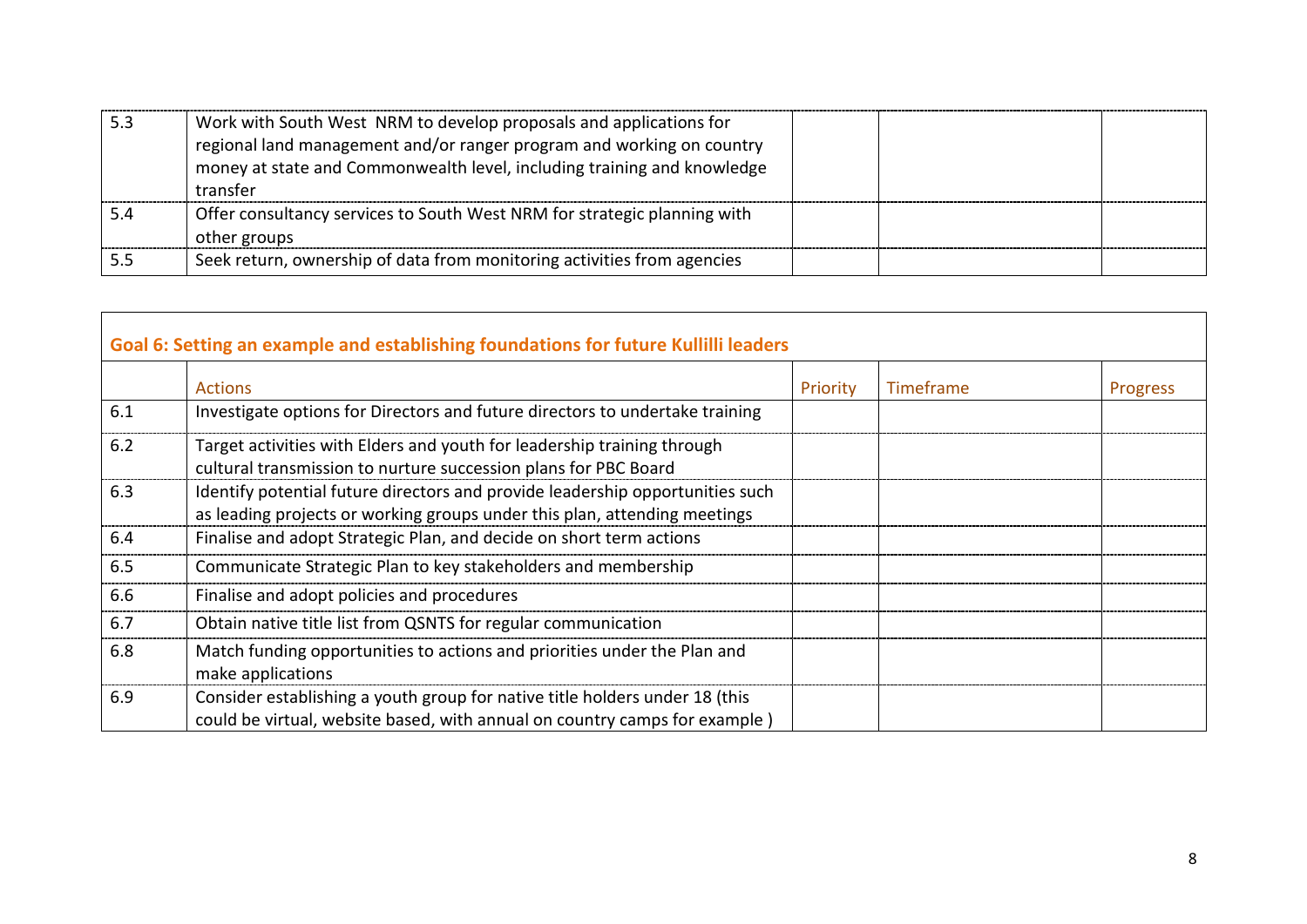| | | | | |
|---|---|---|---|---|
| 5.3 | Work with South West NRM to develop proposals and applications for regional land management and/or ranger program and working on country money at state and Commonwealth level, including training and knowledge transfer | | | |
| 5.4 | Offer consultancy services to South West NRM for strategic planning with other groups | | | |
| 5.5 | Seek return, ownership of data from monitoring activities from agencies | | | |

## Goal 6: Setting an example and establishing foundations for future Kullilli leaders

| | Actions | Priority | Timeframe | Progress |
|---|---|---|---|---|
| 6.1 | Investigate options for Directors and future directors to undertake training | | | |
| 6.2 | Target activities with Elders and youth for leadership training through cultural transmission to nurture succession plans for PBC Board | | | |
| 6.3 | Identify potential future directors and provide leadership opportunities such as leading projects or working groups under this plan, attending meetings | | | |
| 6.4 | Finalise and adopt Strategic Plan, and decide on short term actions | | | |
| 6.5 | Communicate Strategic Plan to key stakeholders and membership | | | |
| 6.6 | Finalise and adopt policies and procedures | | | |
| 6.7 | Obtain native title list from QSNTS for regular communication | | | |
| 6.8 | Match funding opportunities to actions and priorities under the Plan and make applications | | | |
| 6.9 | Consider establishing a youth group for native title holders under 18 (this could be virtual, website based, with annual on country camps for example ) | | | |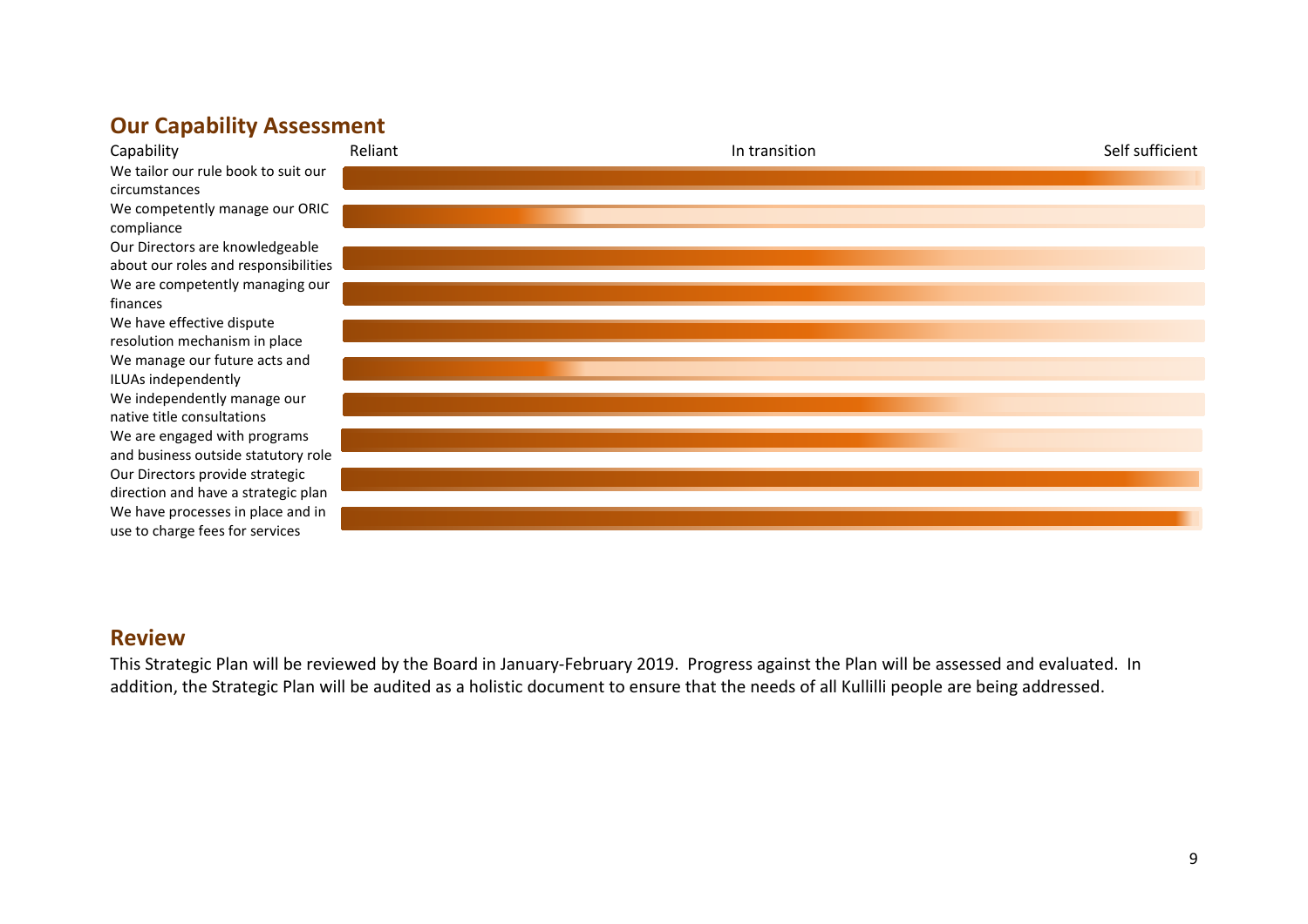## Our Capability Assessment

Capability

Reliant

In transition

Self sufficient

We tailor our rule book to suit our circumstances

We competently manage our ORIC compliance

Our Directors are knowledgeable about our roles and responsibilities

We are competently managing our finances

We have effective dispute resolution mechanism in place

We manage our future acts and ILUAs independently

We independently manage our native title consultations

We are engaged with programs and business outside statutory role

Our Directors provide strategic direction and have a strategic plan

We have processes in place and in use to charge fees for services

## Review

This Strategic Plan will be reviewed by the Board in January-February 2019. Progress against the Plan will be assessed and evaluated. In addition, the Strategic Plan will be audited as a holistic document to ensure that the needs of all Kullilli people are being addressed.